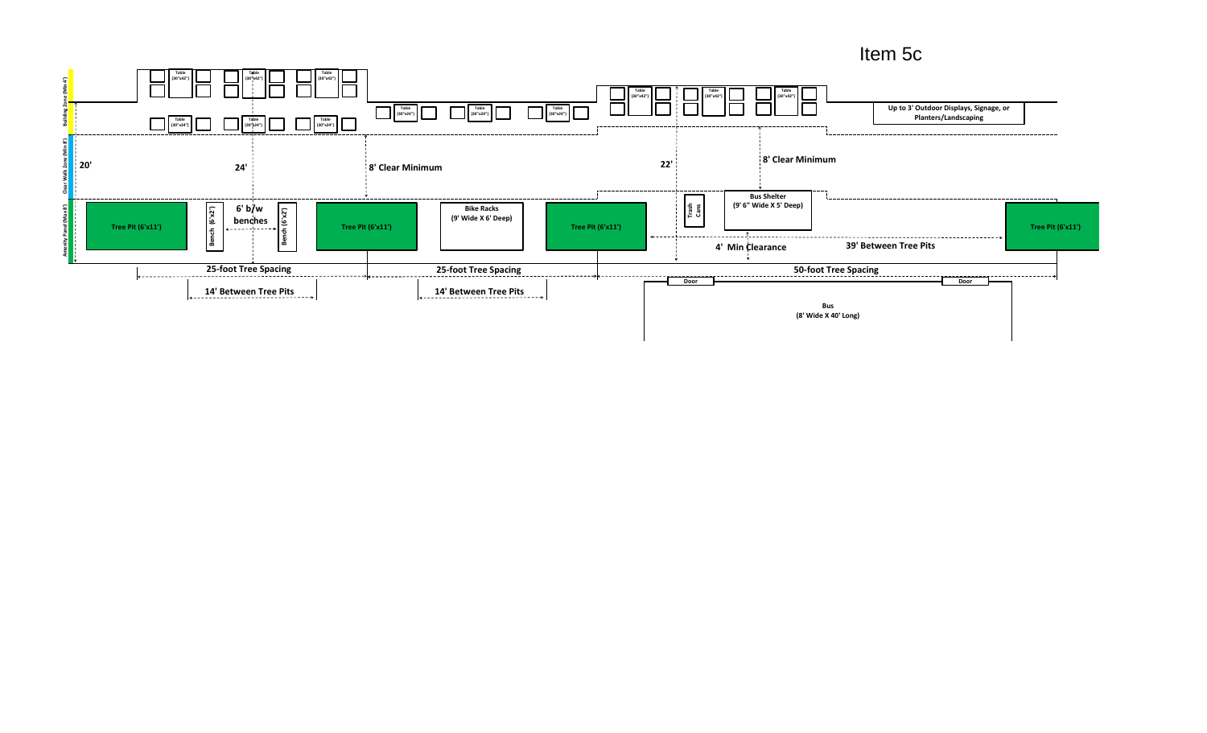# Item 5c

Building Zone (Min 4')

Clear Walk Zone (Min 8')

Amenity Panel (Max 8')

Table (30"x42")

Table (30"x42")

Table (30"x42")

Table (30"x24")

Table (30"x24")

Table (30"x24")

Table (30"x24")

Table (30"x24")

Table (30"x24")

Table (30"x42")

Table (30"x42")

Table (30"x42")

**Up to 3' Outdoor Displays, Signage, or Planters/Landscaping**

**20'**

**24'**

**8' Clear Minimum**

**22'**

**8' Clear Minimum**

**Tree Pit (6'x11')**

**Bench (6'x2')**

**6' b/w benches**

**Bench (6'x2')**

**Tree Pit (6'x11')**

**Bike Racks (9' Wide X 6' Deep)**

**Tree Pit (6'x11')**

**Trash Cans**

**Bus Shelter (9' 6" Wide X 5' Deep)**

**4' Min Clearance**

**39' Between Tree Pits**

**Tree Pit (6'x11')**

**25-foot Tree Spacing**

**25-foot Tree Spacing**

**50-foot Tree Spacing**

**14' Between Tree Pits**

**14' Between Tree Pits**

**Door**

**Door**

**Bus (8' Wide X 40' Long)**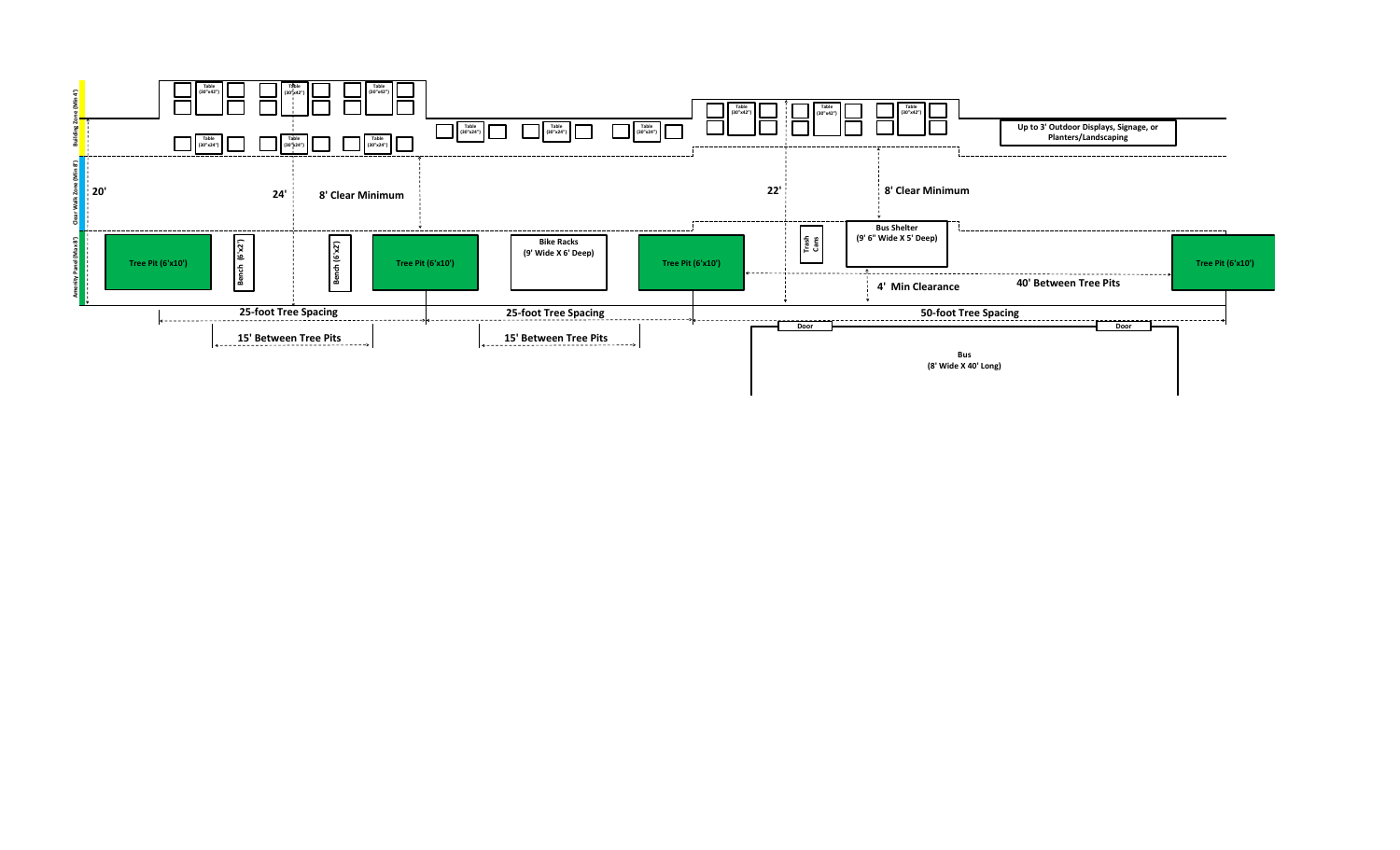Building Zone (Min 4')

Clear Walk Zone (Min 8')

Amenity Panel (Max 8')

Table (30"x42") | Table (30"x42") | Table (30"x42")

Table (30"x24") | Table (30"x24") | Table (30"x24")

Table (30"x24") | Table (30"x24") | Table (30"x24")

Table (30"x42") | Table (30"x42") | Table (30"x42")

Up to 3' Outdoor Displays, Signage, or Planters/Landscaping

20'

24'

8' Clear Minimum

22'

8' Clear Minimum

Tree Pit (6'x10')

Bench (6'x2')

Bench (6'x2')

Tree Pit (6'x10')

Bike Racks (9' Wide X 6' Deep)

Tree Pit (6'x10')

Trash Cans

Bus Shelter (9' 6" Wide X 5' Deep)

4' Min Clearance

40' Between Tree Pits

Tree Pit (6'x10')

25-foot Tree Spacing

25-foot Tree Spacing

50-foot Tree Spacing

15' Between Tree Pits

15' Between Tree Pits

Door

Door

Bus (8' Wide X 40' Long)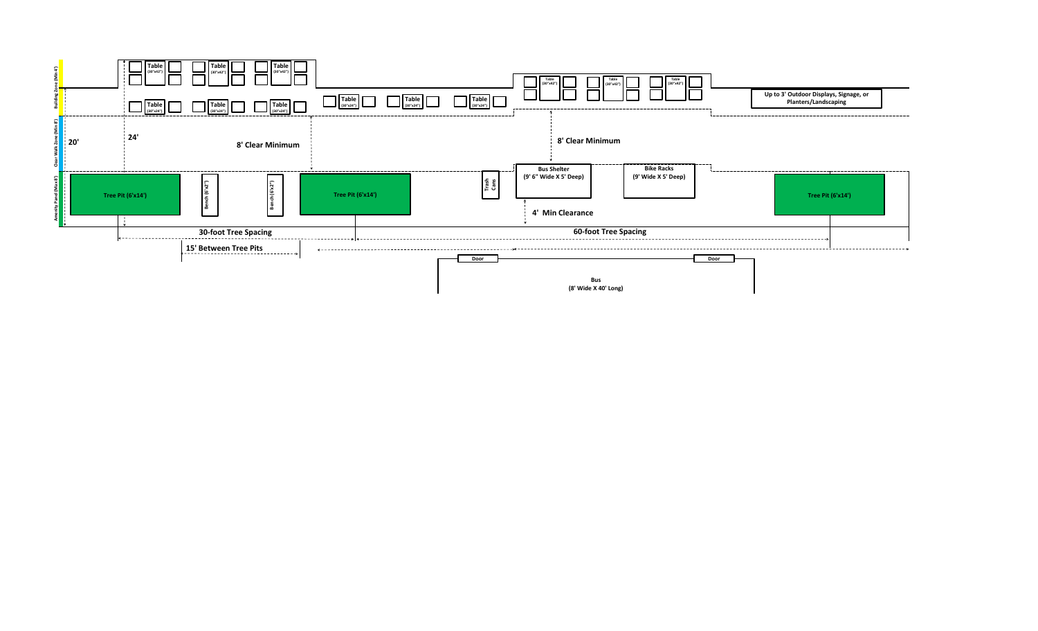Building Zone (Min 4')

Clear Walk Zone (Min 8')

Amenity Panel (Max 8')

Table (30"x42") Table (30"x42") Table (30"x42")

Table (30"x24") Table (30"x24") Table (30"x24")

Table (30"x24") Table (30"x24") Table (30"x24")

Table (30"x42") Table (30"x42") Table (30"x42")

Up to 3' Outdoor Displays, Signage, or Planters/Landscaping

20'

24'

8' Clear Minimum

8' Clear Minimum

Tree Pit (6'x14')

Bench (6'x2')

Bench (6'x2')

Tree Pit (6'x14')

Trash Cans

Bus Shelter (9' 6" Wide X 5' Deep)

Bike Racks (9' Wide X 5' Deep)

4' Min Clearance

Tree Pit (6'x14')

30-foot Tree Spacing

60-foot Tree Spacing

15' Between Tree Pits

Door

Door

Bus (8' Wide X 40' Long)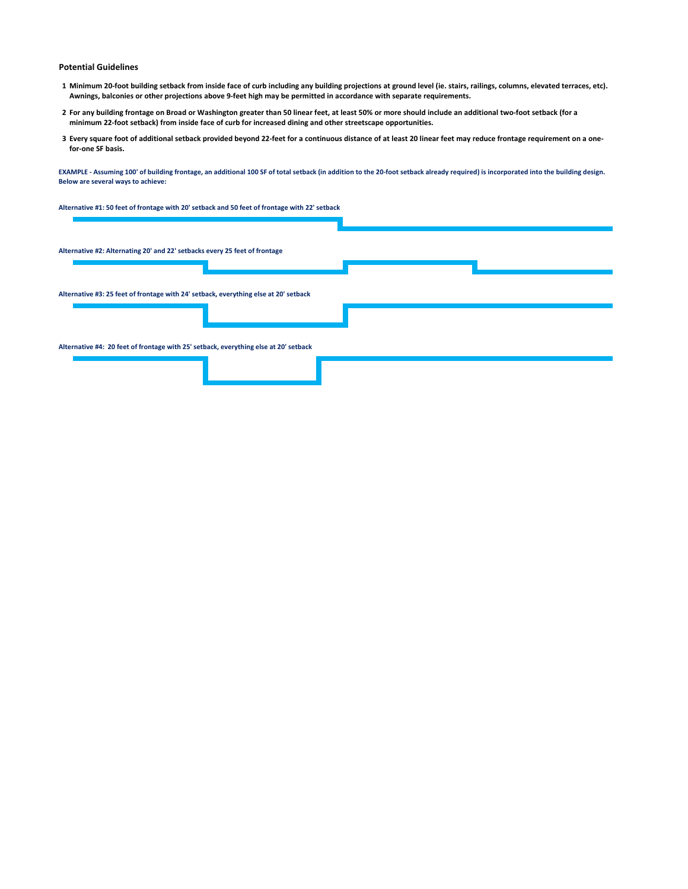**Potential Guidelines**

1. **Minimum 20-foot building setback from inside face of curb including any building projections at ground level (ie. stairs, railings, columns, elevated terraces, etc). Awnings, balconies or other projections above 9-feet high may be permitted in accordance with separate requirements.**
2. **For any building frontage on Broad or Washington greater than 50 linear feet, at least 50% or more should include an additional two-foot setback (for a minimum 22-foot setback) from inside face of curb for increased dining and other streetscape opportunities.**
3. **Every square foot of additional setback provided beyond 22-feet for a continuous distance of at least 20 linear feet may reduce frontage requirement on a one-for-one SF basis.**

**EXAMPLE - Assuming 100' of building frontage, an additional 100 SF of total setback (in addition to the 20-foot setback already required) is incorporated into the building design. Below are several ways to achieve:**

**Alternative #1: 50 feet of frontage with 20' setback and 50 feet of frontage with 22' setback**

**Alternative #2: Alternating 20' and 22' setbacks every 25 feet of frontage**

**Alternative #3: 25 feet of frontage with 24' setback, everything else at 20' setback**

**Alternative #4: 20 feet of frontage with 25' setback, everything else at 20' setback**